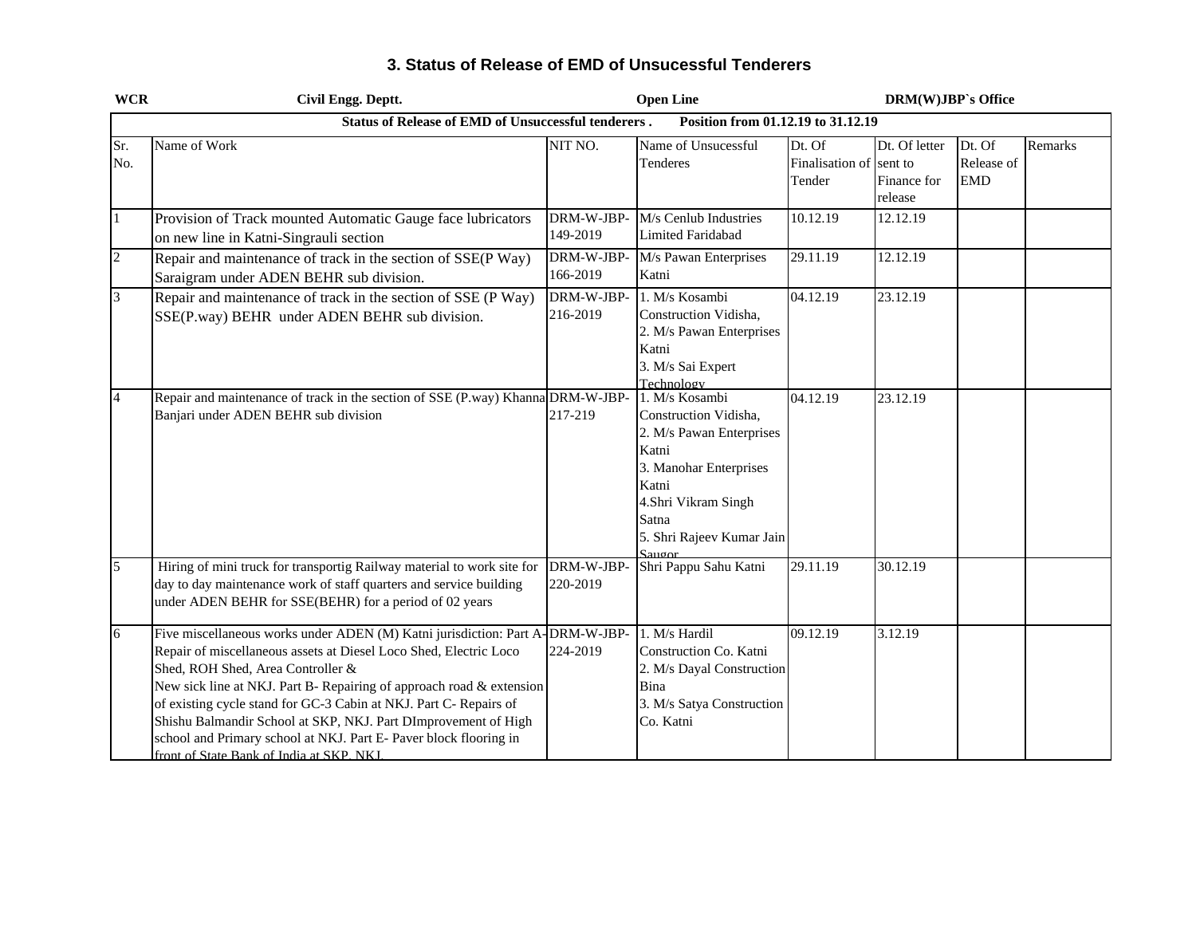# 3. Status of Release of EMD of Unsucessful Tenderers

**WCR** **Civil Engg. Deptt.** **Open Line** **DRM(W)JBP`s Office**

**Status of Release of EMD of Unsuccessful tenderers . Position from 01.12.19 to 31.12.19**

| Sr. No. | Name of Work | NIT NO. | Name of Unsucessful Tenderes | Dt. Of Finalisation of Tender | Dt. Of letter sent to Finance for release | Dt. Of Release of EMD | Remarks |
|---|---|---|---|---|---|---|---|
| 1 | Provision of Track mounted Automatic Gauge face lubricators on new line in Katni-Singrauli section | DRM-W-JBP-149-2019 | M/s Cenlub Industries Limited Faridabad | 10.12.19 | 12.12.19 | | |
| 2 | Repair and maintenance of track in the section of SSE(P Way) Saraigram under ADEN BEHR sub division. | DRM-W-JBP-166-2019 | M/s Pawan Enterprises Katni | 29.11.19 | 12.12.19 | | |
| 3 | Repair and maintenance of track in the section of SSE (P Way) SSE(P.way) BEHR under ADEN BEHR sub division. | DRM-W-JBP-216-2019 | 1. M/s Kosambi Construction Vidisha, 2. M/s Pawan Enterprises Katni 3. M/s Sai Expert Technology | 04.12.19 | 23.12.19 | | |
| 4 | Repair and maintenance of track in the section of SSE (P.way) Khanna Banjari under ADEN BEHR sub division | DRM-W-JBP-217-219 | 1. M/s Kosambi Construction Vidisha, 2. M/s Pawan Enterprises Katni 3. Manohar Enterprises Katni 4.Shri Vikram Singh Satna 5. Shri Rajeev Kumar Jain Saugor | 04.12.19 | 23.12.19 | | |
| 5 | Hiring of mini truck for transportig Railway material to work site for day to day maintenance work of staff quarters and service building under ADEN BEHR for SSE(BEHR) for a period of 02 years | DRM-W-JBP-220-2019 | Shri Pappu Sahu Katni | 29.11.19 | 30.12.19 | | |
| 6 | Five miscellaneous works under ADEN (M) Katni jurisdiction: Part A-Repair of miscellaneous assets at Diesel Loco Shed, Electric Loco Shed, ROH Shed, Area Controller & New sick line at NKJ. Part B- Repairing of approach road & extension of existing cycle stand for GC-3 Cabin at NKJ. Part C- Repairs of Shishu Balmandir School at SKP, NKJ. Part DImprovement of High school and Primary school at NKJ. Part E- Paver block flooring in front of State Bank of India at SKP, NKJ. | DRM-W-JBP-224-2019 | 1. M/s Hardil Construction Co. Katni 2. M/s Dayal Construction Bina 3. M/s Satya Construction Co. Katni | 09.12.19 | 3.12.19 | | |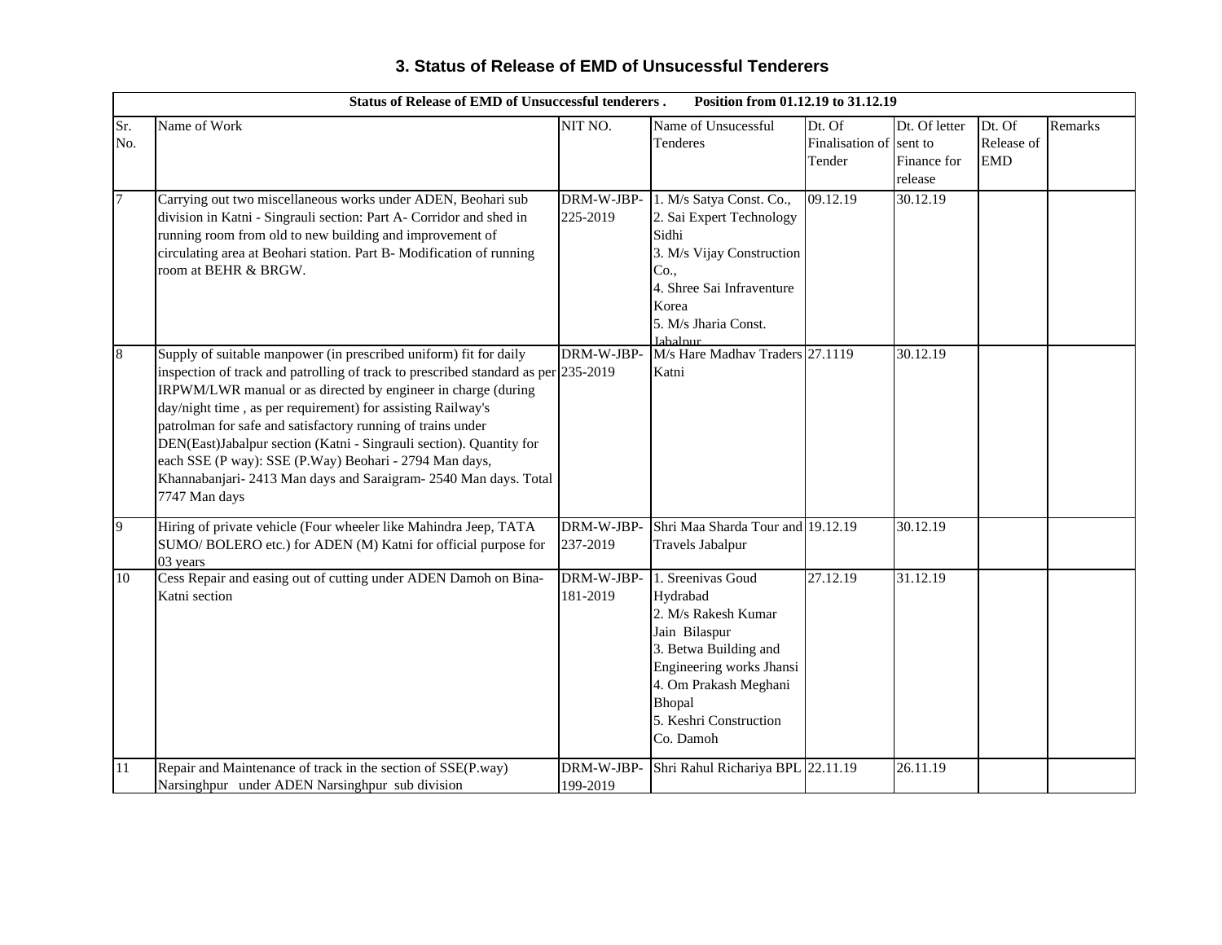### 3. Status of Release of EMD of Unsucessful Tenderers

| Status of Release of EMD of Unsuccessful tenderers . Position from 01.12.19 to 31.12.19 | | | | | | | |
|---|---|---|---|---|---|---|---|
| Sr. No. | Name of Work | NIT NO. | Name of Unsucessful Tenderes | Dt. Of Finalisation of Tender | Dt. Of letter sent to Finance for release | Dt. Of Release of EMD | Remarks |
| 7 | Carrying out two miscellaneous works under ADEN, Beohari sub division in Katni - Singrauli section: Part A- Corridor and shed in running room from old to new building and improvement of circulating area at Beohari station. Part B- Modification of running room at BEHR & BRGW. | DRM-W-JBP-225-2019 | 1. M/s Satya Const. Co., 2. Sai Expert Technology Sidhi 3. M/s Vijay Construction Co., 4. Shree Sai Infraventure Korea 5. M/s Jharia Const. Jabalpur | 09.12.19 | 30.12.19 | | |
| 8 | Supply of suitable manpower (in prescribed uniform) fit for daily inspection of track and patrolling of track to prescribed standard as per IRPWM/LWR manual or as directed by engineer in charge (during day/night time , as per requirement) for assisting Railway's patrolman for safe and satisfactory running of trains under DEN(East)Jabalpur section (Katni - Singrauli section). Quantity for each SSE (P way): SSE (P.Way) Beohari - 2794 Man days, Khannabanjari- 2413 Man days and Saraigram- 2540 Man days. Total 7747 Man days | DRM-W-JBP-235-2019 | M/s Hare Madhav Traders Katni | 27.1119 | 30.12.19 | | |
| 9 | Hiring of private vehicle (Four wheeler like Mahindra Jeep, TATA SUMO/ BOLERO etc.) for ADEN (M) Katni for official purpose for 03 years | DRM-W-JBP-237-2019 | Shri Maa Sharda Tour and Travels Jabalpur | 19.12.19 | 30.12.19 | | |
| 10 | Cess Repair and easing out of cutting under ADEN Damoh on Bina-Katni section | DRM-W-JBP-181-2019 | 1. Sreenivas Goud Hydrabad 2. M/s Rakesh Kumar Jain Bilaspur 3. Betwa Building and Engineering works Jhansi 4. Om Prakash Meghani Bhopal 5. Keshri Construction Co. Damoh | 27.12.19 | 31.12.19 | | |
| 11 | Repair and Maintenance of track in the section of SSE(P.way) Narsinghpur under ADEN Narsinghpur sub division | DRM-W-JBP-199-2019 | Shri Rahul Richariya BPL | 22.11.19 | 26.11.19 | | |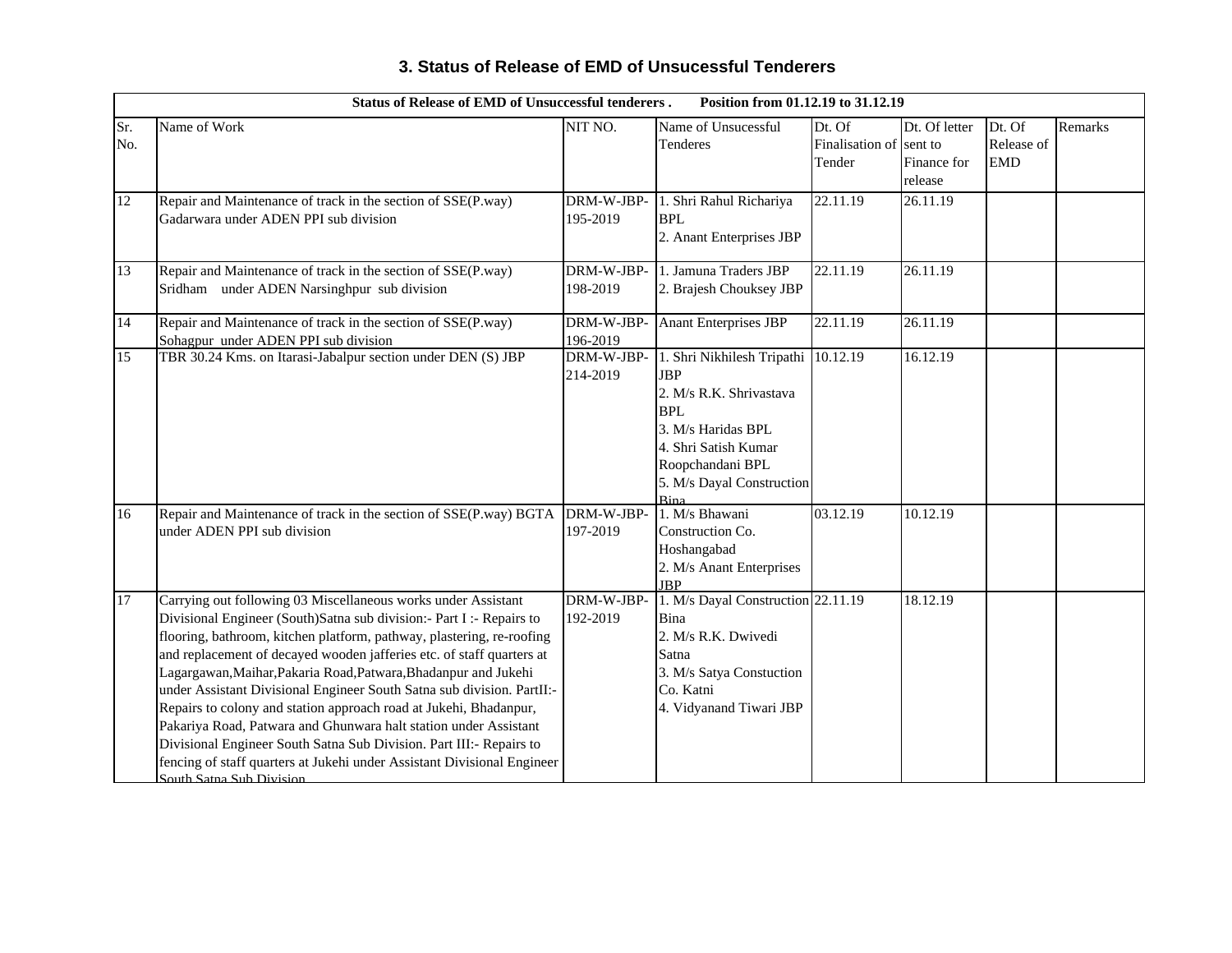# 3. Status of Release of EMD of Unsucessful Tenderers

| Status of Release of EMD of Unsuccessful tenderers . Position from 01.12.19 to 31.12.19 | | | | | | | |
|---|---|---|---|---|---|---|---|
| Sr. No. | Name of Work | NIT NO. | Name of Unsucessful Tenderes | Dt. Of Finalisation of Tender | Dt. Of letter sent to Finance for release | Dt. Of Release of EMD | Remarks |
| 12 | Repair and Maintenance of track in the section of SSE(P.way) Gadarwara under ADEN PPI sub division | DRM-W-JBP-195-2019 | 1. Shri Rahul Richariya BPL<br>2. Anant Enterprises JBP | 22.11.19 | 26.11.19 | | |
| 13 | Repair and Maintenance of track in the section of SSE(P.way) Sridham under ADEN Narsinghpur sub division | DRM-W-JBP-198-2019 | 1. Jamuna Traders JBP<br>2. Brajesh Chouksey JBP | 22.11.19 | 26.11.19 | | |
| 14 | Repair and Maintenance of track in the section of SSE(P.way) Sohagpur under ADEN PPI sub division | DRM-W-JBP-196-2019 | Anant Enterprises JBP | 22.11.19 | 26.11.19 | | |
| 15 | TBR 30.24 Kms. on Itarasi-Jabalpur section under DEN (S) JBP | DRM-W-JBP-214-2019 | 1. Shri Nikhilesh Tripathi JBP<br>2. M/s R.K. Shrivastava BPL<br>3. M/s Haridas BPL<br>4. Shri Satish Kumar Roopchandani BPL<br>5. M/s Dayal Construction Bina | 10.12.19 | 16.12.19 | | |
| 16 | Repair and Maintenance of track in the section of SSE(P.way) BGTA under ADEN PPI sub division | DRM-W-JBP-197-2019 | 1. M/s Bhawani Construction Co. Hoshangabad<br>2. M/s Anant Enterprises JBP | 03.12.19 | 10.12.19 | | |
| 17 | Carrying out following 03 Miscellaneous works under Assistant Divisional Engineer (South)Satna sub division:- Part I :- Repairs to flooring, bathroom, kitchen platform, pathway, plastering, re-roofing and replacement of decayed wooden jafferies etc. of staff quarters at Lagargawan,Maihar,Pakaria Road,Patwara,Bhadanpur and Jukehi under Assistant Divisional Engineer South Satna sub division. PartII:- Repairs to colony and station approach road at Jukehi, Bhadanpur, Pakariya Road, Patwara and Ghunwara halt station under Assistant Divisional Engineer South Satna Sub Division. Part III:- Repairs to fencing of staff quarters at Jukehi under Assistant Divisional Engineer South Satna Sub Division | DRM-W-JBP-192-2019 | 1. M/s Dayal Construction Bina<br>2. M/s R.K. Dwivedi Satna<br>3. M/s Satya Constuction Co. Katni<br>4. Vidyanand Tiwari JBP | 22.11.19 | 18.12.19 | | |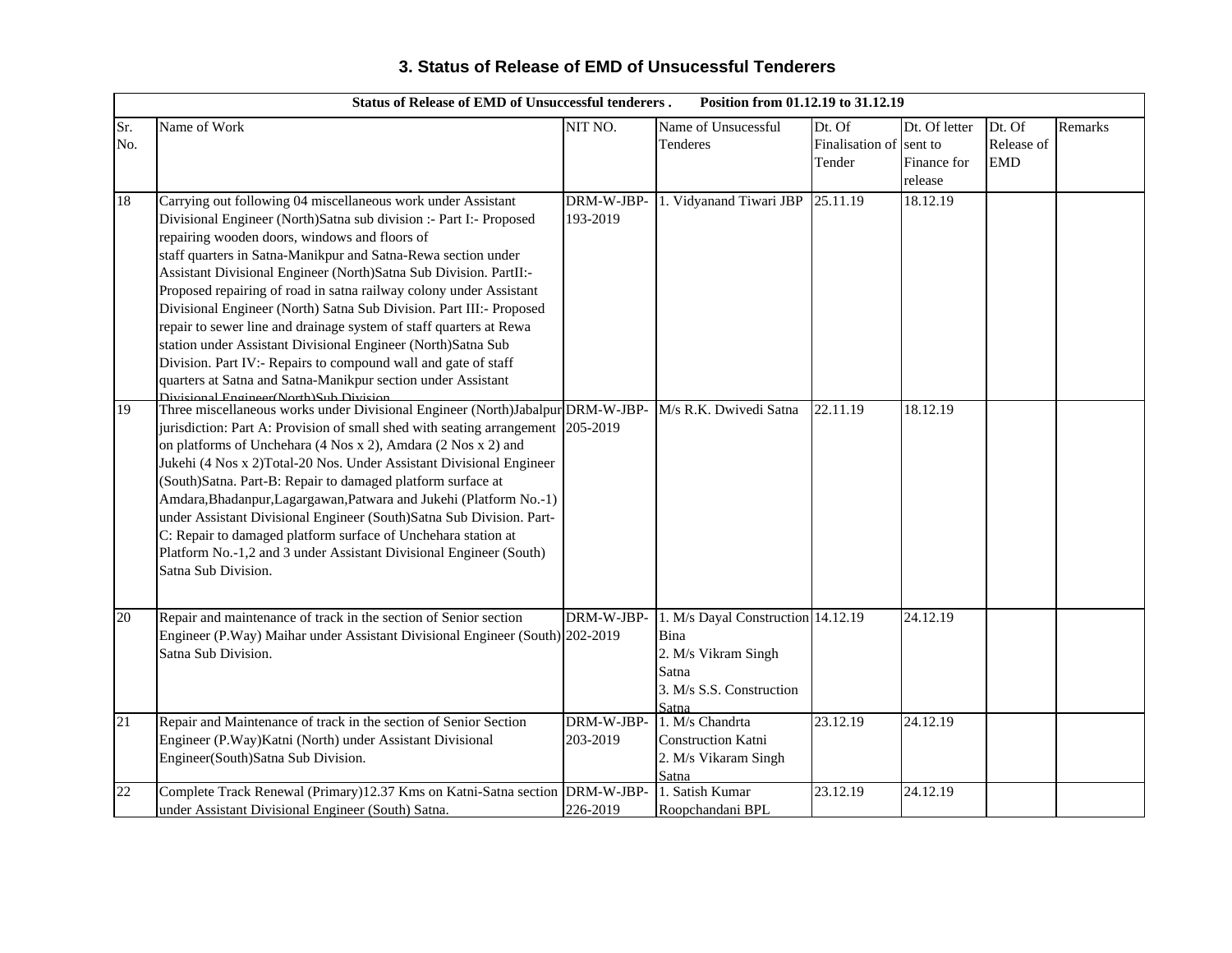## 3. Status of Release of EMD of Unsucessful Tenderers

| Status of Release of EMD of Unsuccessful tenderers . Position from 01.12.19 to 31.12.19 | | | | | | | |
|---|---|---|---|---|---|---|---|
| Sr. No. | Name of Work | NIT NO. | Name of Unsucessful Tenderes | Dt. Of Finalisation of Tender | Dt. Of letter sent to Finance for release | Dt. Of Release of EMD | Remarks |
| 18 | Carrying out following 04 miscellaneous work under Assistant Divisional Engineer (North)Satna sub division :- Part I:- Proposed repairing wooden doors, windows and floors of staff quarters in Satna-Manikpur and Satna-Rewa section under Assistant Divisional Engineer (North)Satna Sub Division. PartII:- Proposed repairing of road in satna railway colony under Assistant Divisional Engineer (North) Satna Sub Division. Part III:- Proposed repair to sewer line and drainage system of staff quarters at Rewa station under Assistant Divisional Engineer (North)Satna Sub Division. Part IV:- Repairs to compound wall and gate of staff quarters at Satna and Satna-Manikpur section under Assistant Divisional Engineer(North)Sub Division | DRM-W-JBP-193-2019 | 1. Vidyanand Tiwari JBP | 25.11.19 | 18.12.19 | | |
| 19 | Three miscellaneous works under Divisional Engineer (North)Jabalpur jurisdiction: Part A: Provision of small shed with seating arrangement on platforms of Unchehara (4 Nos x 2), Amdara (2 Nos x 2) and Jukehi (4 Nos x 2)Total-20 Nos. Under Assistant Divisional Engineer (South)Satna. Part-B: Repair to damaged platform surface at Amdara,Bhadanpur,Lagargawan,Patwara and Jukehi (Platform No.-1) under Assistant Divisional Engineer (South)Satna Sub Division. Part-C: Repair to damaged platform surface of Unchehara station at Platform No.-1,2 and 3 under Assistant Divisional Engineer (South) Satna Sub Division. | DRM-W-JBP-205-2019 | M/s R.K. Dwivedi Satna | 22.11.19 | 18.12.19 | | |
| 20 | Repair and maintenance of track in the section of Senior section Engineer (P.Way) Maihar under Assistant Divisional Engineer (South) Satna Sub Division. | DRM-W-JBP-202-2019 | 1. M/s Dayal Construction Bina<br>2. M/s Vikram Singh Satna<br>3. M/s S.S. Construction Satna | 14.12.19 | 24.12.19 | | |
| 21 | Repair and Maintenance of track in the section of Senior Section Engineer (P.Way)Katni (North) under Assistant Divisional Engineer(South)Satna Sub Division. | DRM-W-JBP-203-2019 | 1. M/s Chandrta Construction Katni<br>2. M/s Vikaram Singh Satna | 23.12.19 | 24.12.19 | | |
| 22 | Complete Track Renewal (Primary)12.37 Kms on Katni-Satna section under Assistant Divisional Engineer (South) Satna. | DRM-W-JBP-226-2019 | 1. Satish Kumar Roopchandani BPL | 23.12.19 | 24.12.19 | | |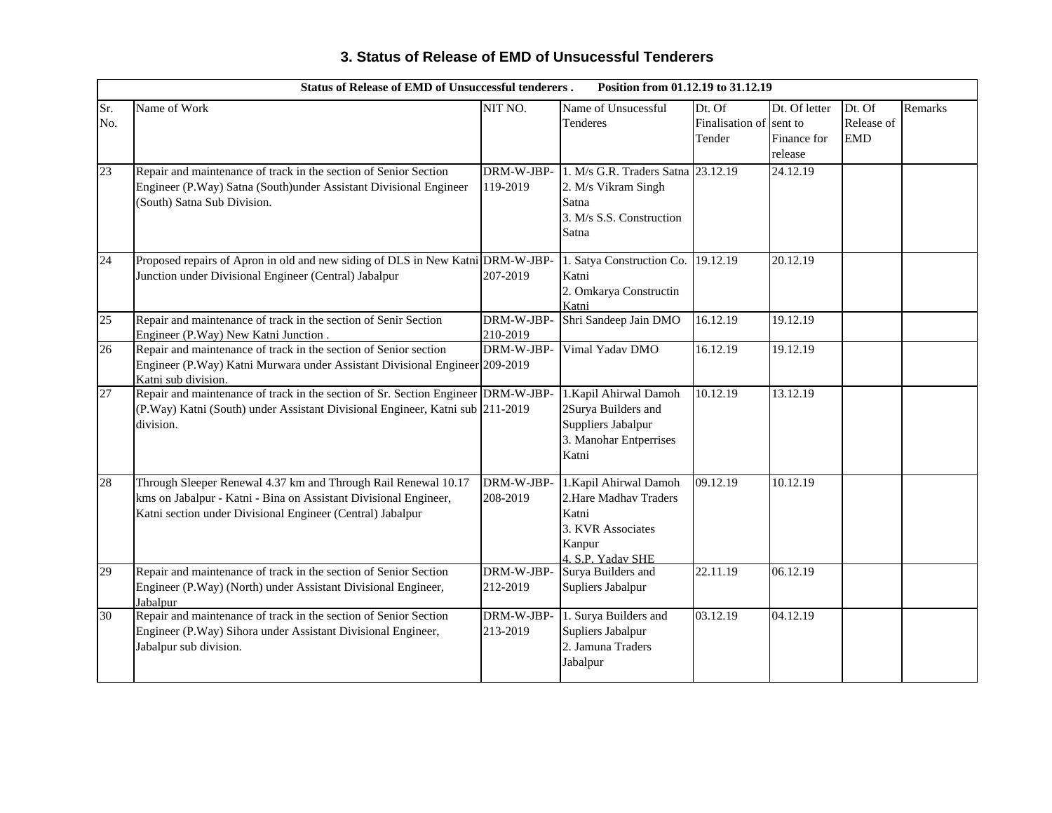### 3. Status of Release of EMD of Unsucessful Tenderers

| Status of Release of EMD of Unsuccessful tenderers . Position from 01.12.19 to 31.12.19 | | | | | | | |
|---|---|---|---|---|---|---|---|
| Sr. No. | Name of Work | NIT NO. | Name of Unsucessful Tenderes | Dt. Of Finalisation of Tender | Dt. Of letter sent to Finance for release | Dt. Of Release of EMD | Remarks |
| 23 | Repair and maintenance of track in the section of Senior Section Engineer (P.Way) Satna (South)under Assistant Divisional Engineer (South) Satna Sub Division. | DRM-W-JBP-119-2019 | 1. M/s G.R. Traders Satna 2. M/s Vikram Singh Satna 3. M/s S.S. Construction Satna | 23.12.19 | 24.12.19 | | |
| 24 | Proposed repairs of Apron in old and new siding of DLS in New Katni Junction under Divisional Engineer (Central) Jabalpur | DRM-W-JBP-207-2019 | 1. Satya Construction Co. Katni 2. Omkarya Constructin Katni | 19.12.19 | 20.12.19 | | |
| 25 | Repair and maintenance of track in the section of Senir Section Engineer (P.Way) New Katni Junction . | DRM-W-JBP-210-2019 | Shri Sandeep Jain DMO | 16.12.19 | 19.12.19 | | |
| 26 | Repair and maintenance of track in the section of Senior section Engineer (P.Way) Katni Murwara under Assistant Divisional Engineer Katni sub division. | DRM-W-JBP-209-2019 | Vimal Yadav DMO | 16.12.19 | 19.12.19 | | |
| 27 | Repair and maintenance of track in the section of Sr. Section Engineer (P.Way) Katni (South) under Assistant Divisional Engineer, Katni sub division. | DRM-W-JBP-211-2019 | 1.Kapil Ahirwal Damoh 2Surya Builders and Suppliers Jabalpur 3. Manohar Entperrises Katni | 10.12.19 | 13.12.19 | | |
| 28 | Through Sleeper Renewal 4.37 km and Through Rail Renewal 10.17 kms on Jabalpur - Katni - Bina on Assistant Divisional Engineer, Katni section under Divisional Engineer (Central) Jabalpur | DRM-W-JBP-208-2019 | 1.Kapil Ahirwal Damoh 2.Hare Madhav Traders Katni 3. KVR Associates Kanpur 4. S.P. Yadav SHE | 09.12.19 | 10.12.19 | | |
| 29 | Repair and maintenance of track in the section of Senior Section Engineer (P.Way) (North) under Assistant Divisional Engineer, Jabalpur | DRM-W-JBP-212-2019 | Surya Builders and Supliers Jabalpur | 22.11.19 | 06.12.19 | | |
| 30 | Repair and maintenance of track in the section of Senior Section Engineer (P.Way) Sihora under Assistant Divisional Engineer, Jabalpur sub division. | DRM-W-JBP-213-2019 | 1. Surya Builders and Supliers Jabalpur 2. Jamuna Traders Jabalpur | 03.12.19 | 04.12.19 | | |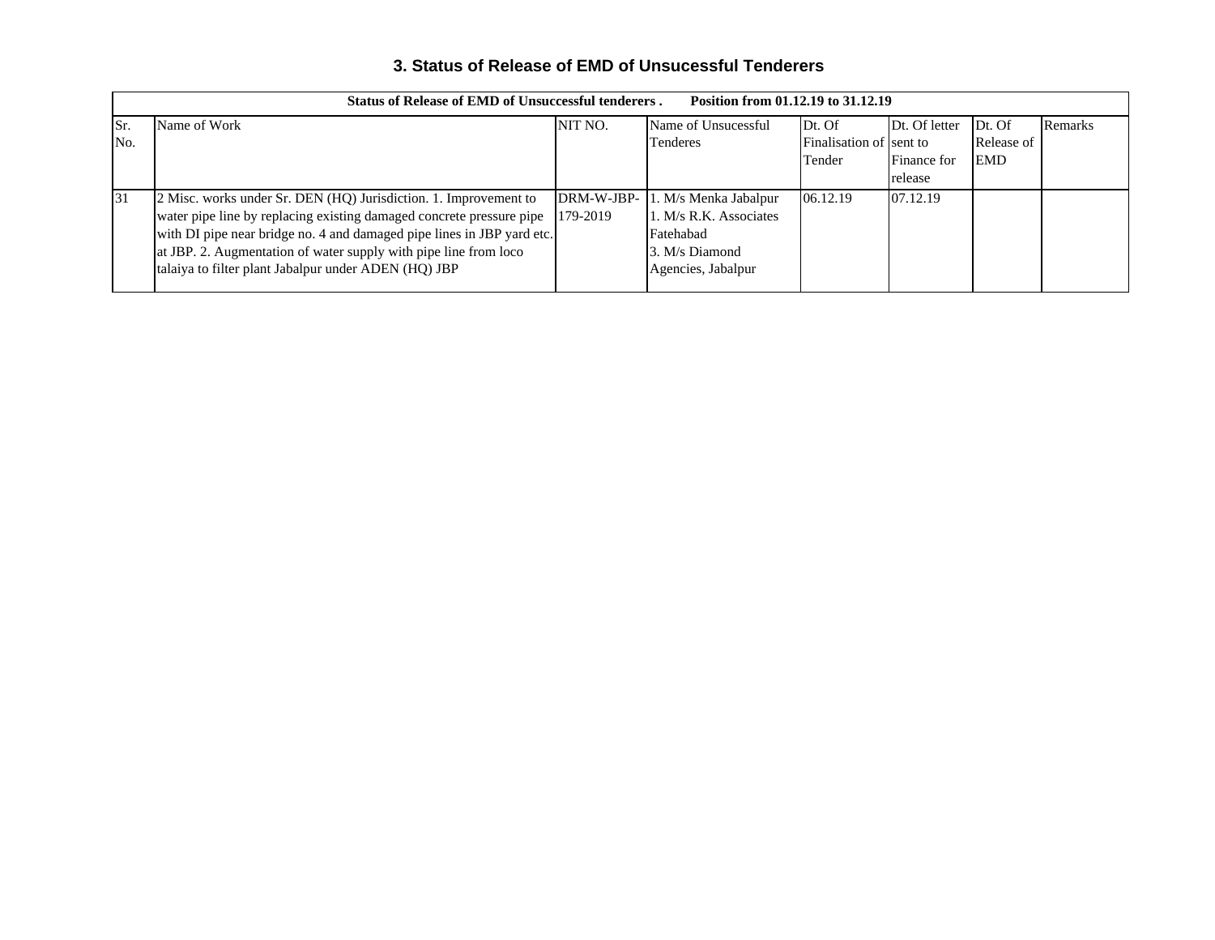### 3. Status of Release of EMD of Unsucessful Tenderers

| Status of Release of EMD of Unsuccessful tenderers . Position from 01.12.19 to 31.12.19 | | | | | | | |
|---|---|---|---|---|---|---|---|
| Sr. No. | Name of Work | NIT NO. | Name of Unsucessful Tenderes | Dt. Of Finalisation of Tender | Dt. Of letter sent to Finance for release | Dt. Of Release of EMD | Remarks |
| 31 | 2 Misc. works under Sr. DEN (HQ) Jurisdiction. 1. Improvement to water pipe line by replacing existing damaged concrete pressure pipe with DI pipe near bridge no. 4 and damaged pipe lines in JBP yard etc. at JBP. 2. Augmentation of water supply with pipe line from loco talaiya to filter plant Jabalpur under ADEN (HQ) JBP | DRM-W-JBP-179-2019 | 1. M/s Menka Jabalpur<br>1. M/s R.K. Associates Fatehabad<br>3. M/s Diamond Agencies, Jabalpur | 06.12.19 | 07.12.19 | | |